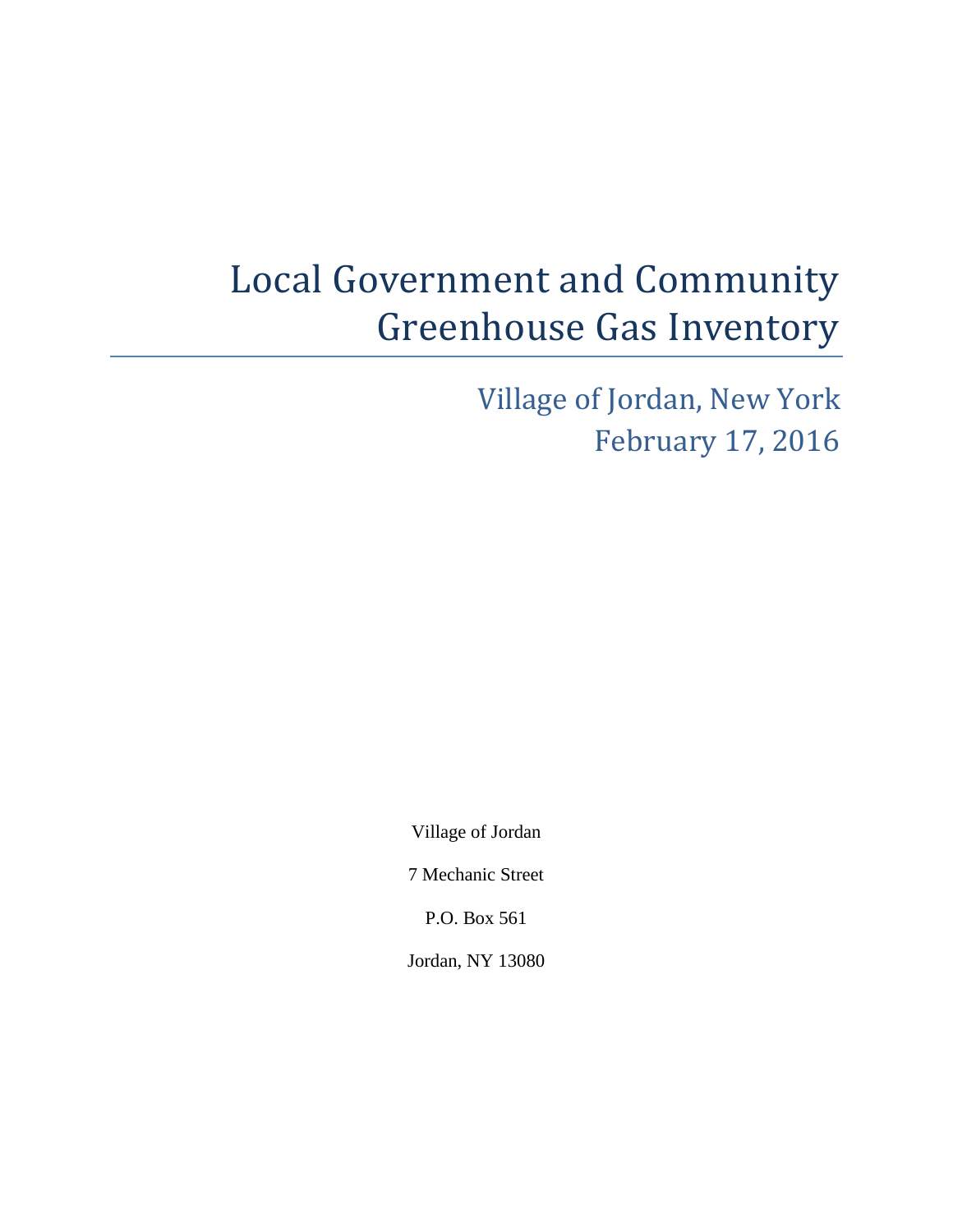# Local Government and Community Greenhouse Gas Inventory

## Village of Jordan, New York
## February 17, 2016

Village of Jordan

7 Mechanic Street

P.O. Box 561

Jordan, NY 13080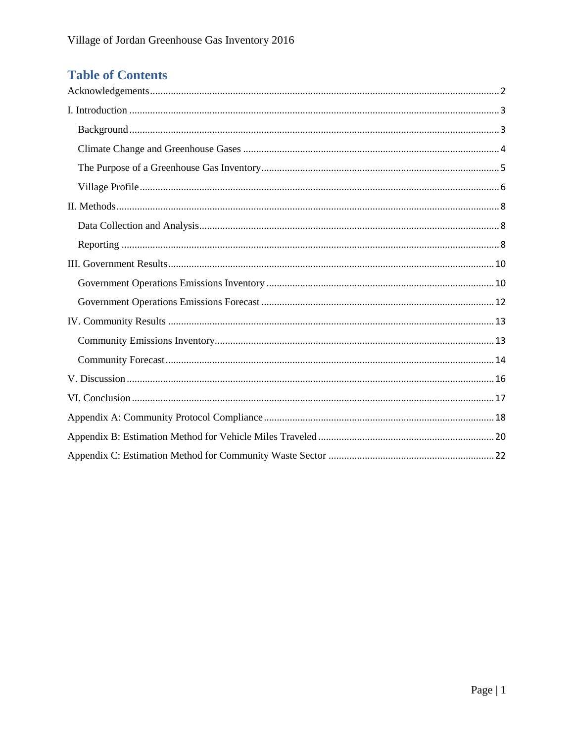## Table of Contents

Acknowledgements ..... 2

I. Introduction ..... 3

- Background ..... 3
- Climate Change and Greenhouse Gases ..... 4
- The Purpose of a Greenhouse Gas Inventory ..... 5
- Village Profile ..... 6

II. Methods ..... 8

- Data Collection and Analysis ..... 8
- Reporting ..... 8

III. Government Results ..... 10

- Government Operations Emissions Inventory ..... 10
- Government Operations Emissions Forecast ..... 12

IV. Community Results ..... 13

- Community Emissions Inventory ..... 13
- Community Forecast ..... 14

V. Discussion ..... 16

VI. Conclusion ..... 17

Appendix A: Community Protocol Compliance ..... 18

Appendix B: Estimation Method for Vehicle Miles Traveled ..... 20

Appendix C: Estimation Method for Community Waste Sector ..... 22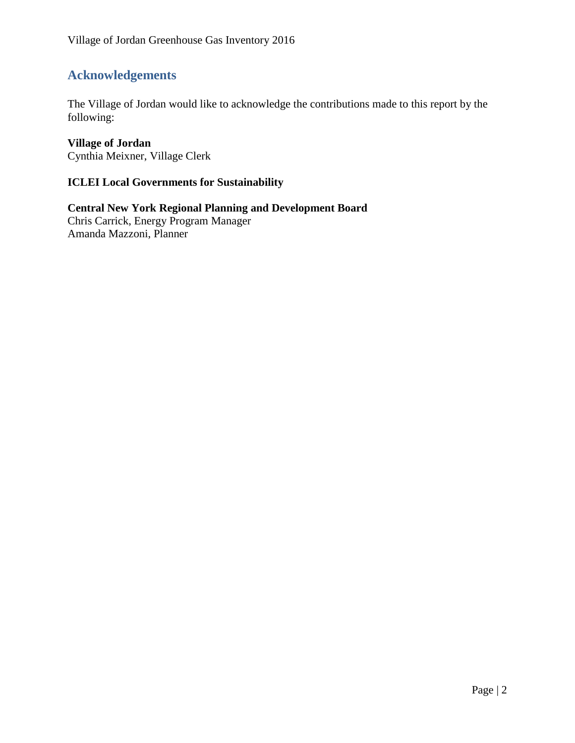## Acknowledgements

The Village of Jordan would like to acknowledge the contributions made to this report by the following:

**Village of Jordan**
Cynthia Meixner, Village Clerk

**ICLEI Local Governments for Sustainability**

**Central New York Regional Planning and Development Board**
Chris Carrick, Energy Program Manager
Amanda Mazzoni, Planner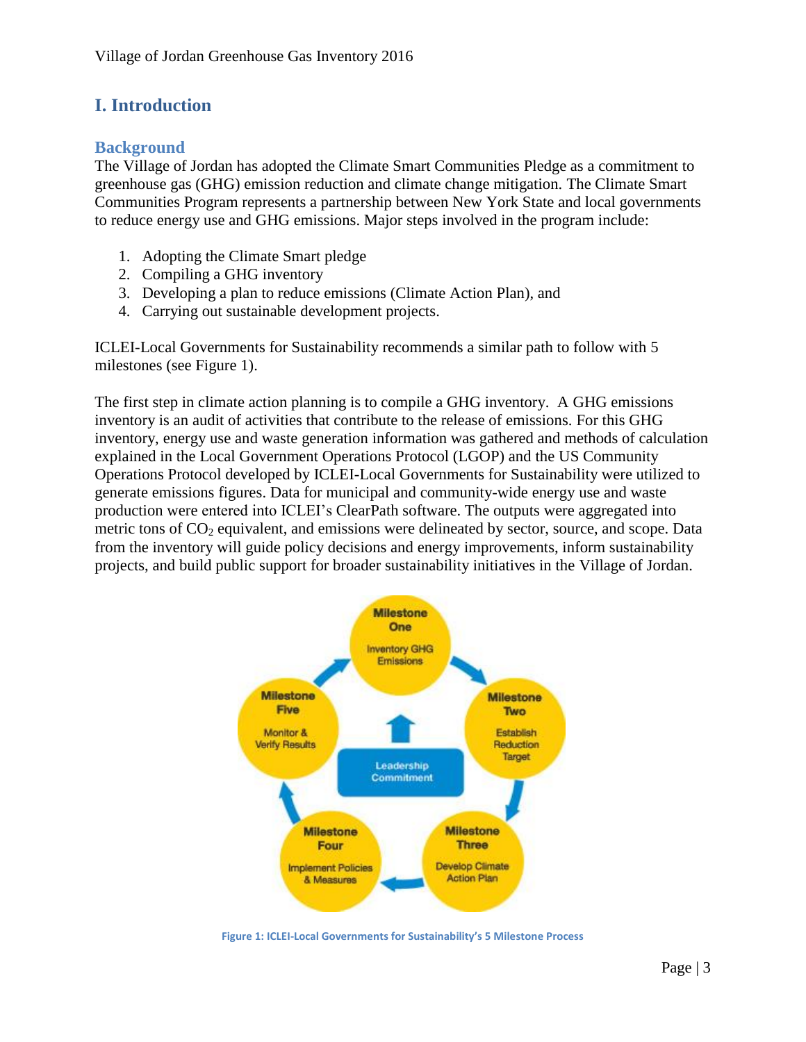# I. Introduction

## Background

The Village of Jordan has adopted the Climate Smart Communities Pledge as a commitment to greenhouse gas (GHG) emission reduction and climate change mitigation. The Climate Smart Communities Program represents a partnership between New York State and local governments to reduce energy use and GHG emissions. Major steps involved in the program include:

1. Adopting the Climate Smart pledge
2. Compiling a GHG inventory
3. Developing a plan to reduce emissions (Climate Action Plan), and
4. Carrying out sustainable development projects.

ICLEI-Local Governments for Sustainability recommends a similar path to follow with 5 milestones (see Figure 1).

The first step in climate action planning is to compile a GHG inventory. A GHG emissions inventory is an audit of activities that contribute to the release of emissions. For this GHG inventory, energy use and waste generation information was gathered and methods of calculation explained in the Local Government Operations Protocol (LGOP) and the US Community Operations Protocol developed by ICLEI-Local Governments for Sustainability were utilized to generate emissions figures. Data for municipal and community-wide energy use and waste production were entered into ICLEI's ClearPath software. The outputs were aggregated into metric tons of $CO_2$ equivalent, and emissions were delineated by sector, source, and scope. Data from the inventory will guide policy decisions and energy improvements, inform sustainability projects, and build public support for broader sustainability initiatives in the Village of Jordan.

Milestone One: Inventory GHG Emissions
Milestone Two: Establish Reduction Target
Milestone Three: Develop Climate Action Plan
Milestone Four: Implement Policies & Measures
Milestone Five: Monitor & Verify Results
Leadership Commitment

Figure 1: ICLEI-Local Governments for Sustainability's 5 Milestone Process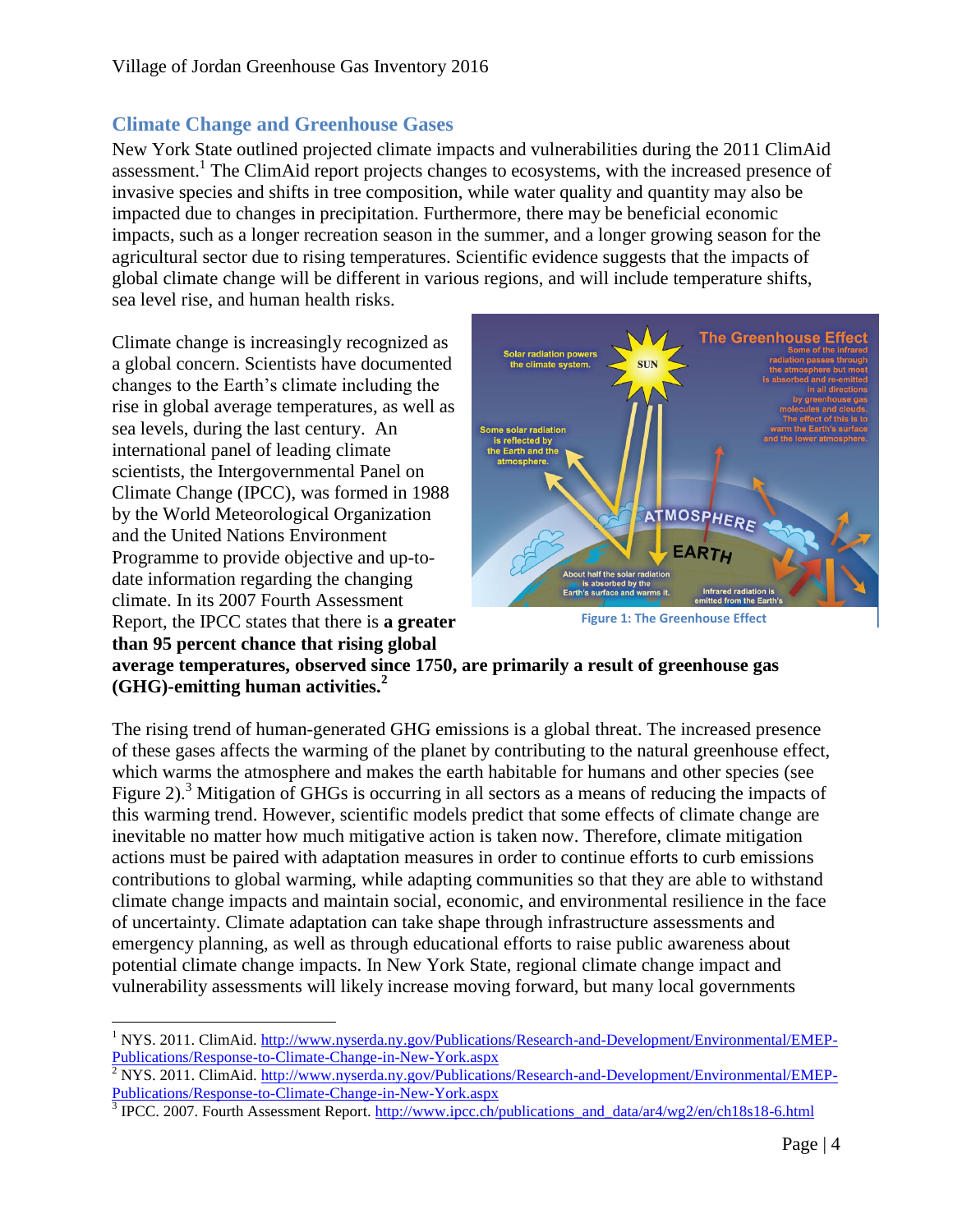## Climate Change and Greenhouse Gases

New York State outlined projected climate impacts and vulnerabilities during the 2011 ClimAid assessment.[1] The ClimAid report projects changes to ecosystems, with the increased presence of invasive species and shifts in tree composition, while water quality and quantity may also be impacted due to changes in precipitation. Furthermore, there may be beneficial economic impacts, such as a longer recreation season in the summer, and a longer growing season for the agricultural sector due to rising temperatures. Scientific evidence suggests that the impacts of global climate change will be different in various regions, and will include temperature shifts, sea level rise, and human health risks.

Climate change is increasingly recognized as a global concern. Scientists have documented changes to the Earth's climate including the rise in global average temperatures, as well as sea levels, during the last century. An international panel of leading climate scientists, the Intergovernmental Panel on Climate Change (IPCC), was formed in 1988 by the World Meteorological Organization and the United Nations Environment Programme to provide objective and up-to-date information regarding the changing climate. In its 2007 Fourth Assessment Report, the IPCC states that there is **a greater than 95 percent chance that rising global average temperatures, observed since 1750, are primarily a result of greenhouse gas (GHG)-emitting human activities.**[2]

Figure 1: The Greenhouse Effect

The rising trend of human-generated GHG emissions is a global threat. The increased presence of these gases affects the warming of the planet by contributing to the natural greenhouse effect, which warms the atmosphere and makes the earth habitable for humans and other species (see Figure 2).[3] Mitigation of GHGs is occurring in all sectors as a means of reducing the impacts of this warming trend. However, scientific models predict that some effects of climate change are inevitable no matter how much mitigative action is taken now. Therefore, climate mitigation actions must be paired with adaptation measures in order to continue efforts to curb emissions contributions to global warming, while adapting communities so that they are able to withstand climate change impacts and maintain social, economic, and environmental resilience in the face of uncertainty. Climate adaptation can take shape through infrastructure assessments and emergency planning, as well as through educational efforts to raise public awareness about potential climate change impacts. In New York State, regional climate change impact and vulnerability assessments will likely increase moving forward, but many local governments

---

[1] NYS. 2011. ClimAid. http://www.nyserda.ny.gov/Publications/Research-and-Development/Environmental/EMEP-Publications/Response-to-Climate-Change-in-New-York.aspx

[2] NYS. 2011. ClimAid. http://www.nyserda.ny.gov/Publications/Research-and-Development/Environmental/EMEP-Publications/Response-to-Climate-Change-in-New-York.aspx

[3] IPCC. 2007. Fourth Assessment Report. http://www.ipcc.ch/publications_and_data/ar4/wg2/en/ch18s18-6.html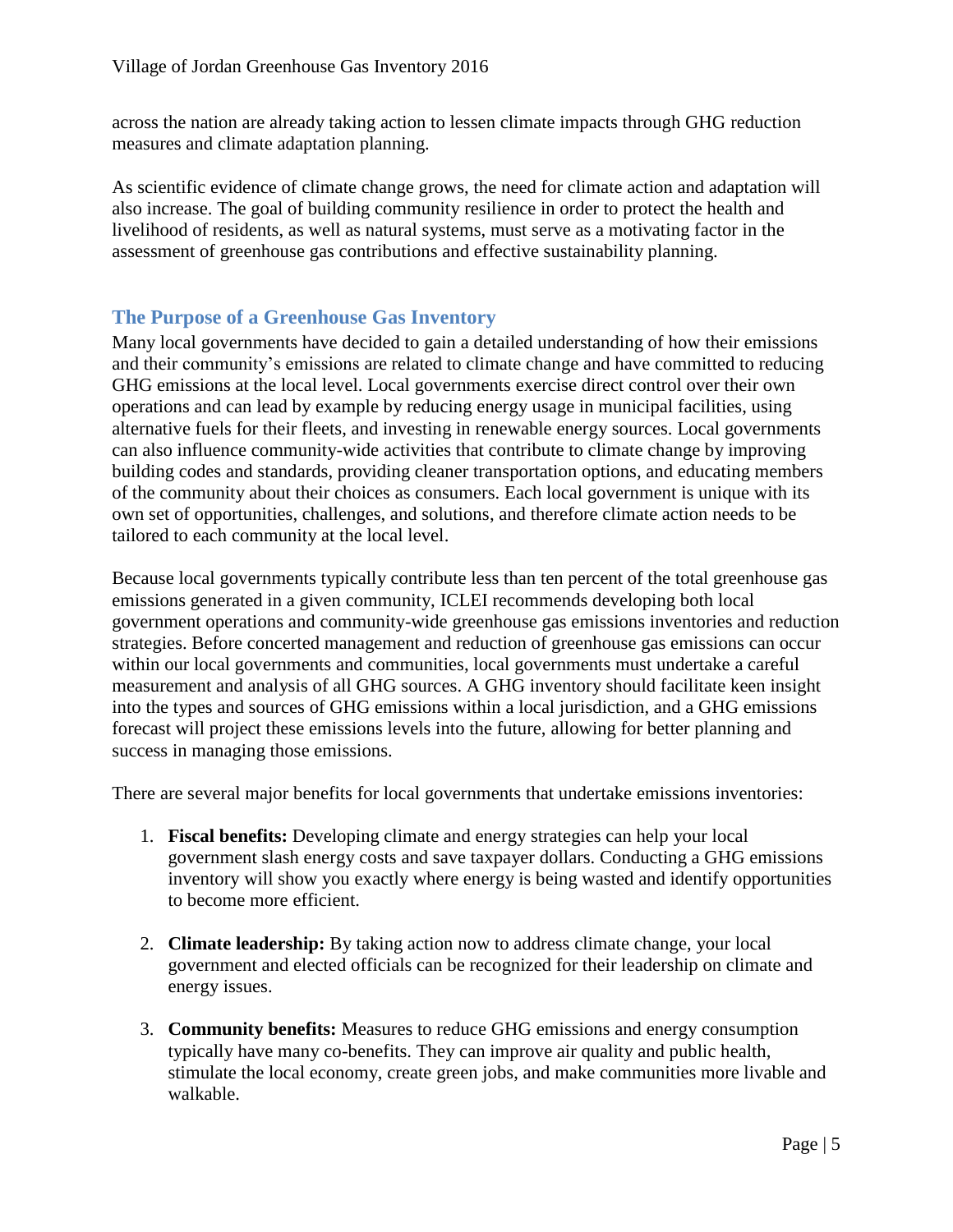across the nation are already taking action to lessen climate impacts through GHG reduction measures and climate adaptation planning.

As scientific evidence of climate change grows, the need for climate action and adaptation will also increase. The goal of building community resilience in order to protect the health and livelihood of residents, as well as natural systems, must serve as a motivating factor in the assessment of greenhouse gas contributions and effective sustainability planning.

## The Purpose of a Greenhouse Gas Inventory

Many local governments have decided to gain a detailed understanding of how their emissions and their community's emissions are related to climate change and have committed to reducing GHG emissions at the local level. Local governments exercise direct control over their own operations and can lead by example by reducing energy usage in municipal facilities, using alternative fuels for their fleets, and investing in renewable energy sources. Local governments can also influence community-wide activities that contribute to climate change by improving building codes and standards, providing cleaner transportation options, and educating members of the community about their choices as consumers. Each local government is unique with its own set of opportunities, challenges, and solutions, and therefore climate action needs to be tailored to each community at the local level.

Because local governments typically contribute less than ten percent of the total greenhouse gas emissions generated in a given community, ICLEI recommends developing both local government operations and community-wide greenhouse gas emissions inventories and reduction strategies. Before concerted management and reduction of greenhouse gas emissions can occur within our local governments and communities, local governments must undertake a careful measurement and analysis of all GHG sources. A GHG inventory should facilitate keen insight into the types and sources of GHG emissions within a local jurisdiction, and a GHG emissions forecast will project these emissions levels into the future, allowing for better planning and success in managing those emissions.

There are several major benefits for local governments that undertake emissions inventories:

1. **Fiscal benefits:** Developing climate and energy strategies can help your local government slash energy costs and save taxpayer dollars. Conducting a GHG emissions inventory will show you exactly where energy is being wasted and identify opportunities to become more efficient.

2. **Climate leadership:** By taking action now to address climate change, your local government and elected officials can be recognized for their leadership on climate and energy issues.

3. **Community benefits:** Measures to reduce GHG emissions and energy consumption typically have many co-benefits. They can improve air quality and public health, stimulate the local economy, create green jobs, and make communities more livable and walkable.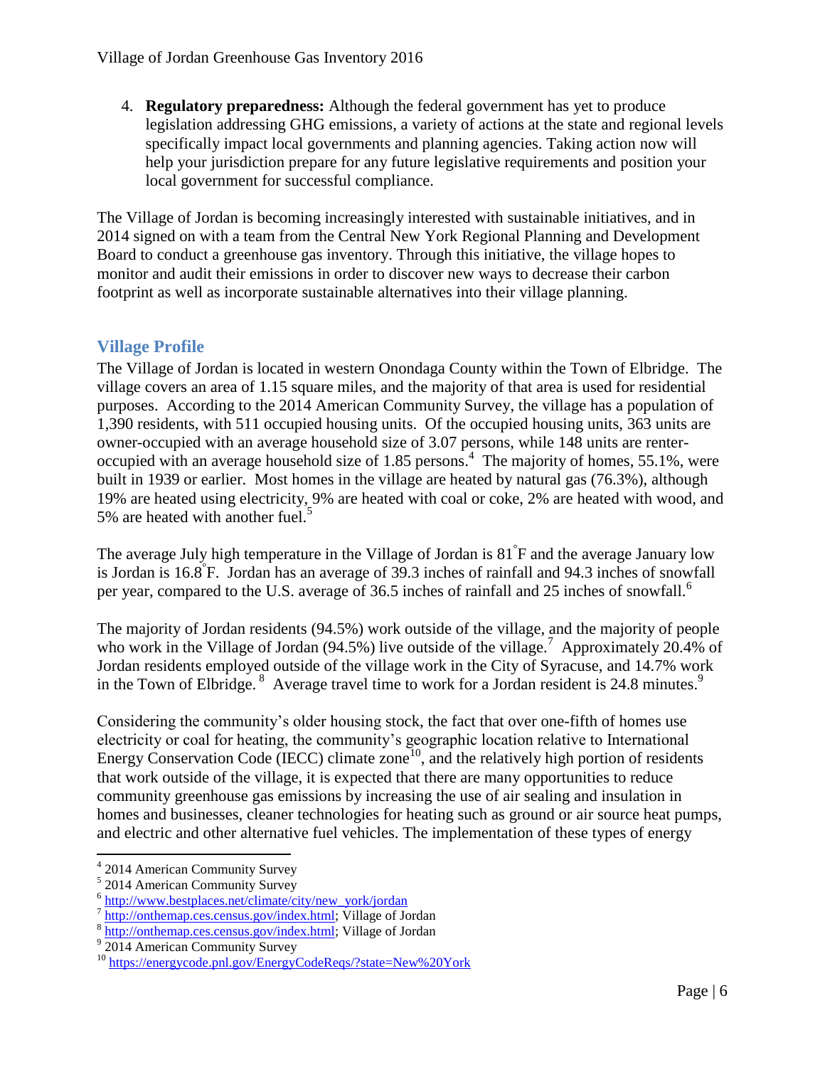4. **Regulatory preparedness:** Although the federal government has yet to produce legislation addressing GHG emissions, a variety of actions at the state and regional levels specifically impact local governments and planning agencies. Taking action now will help your jurisdiction prepare for any future legislative requirements and position your local government for successful compliance.

The Village of Jordan is becoming increasingly interested with sustainable initiatives, and in 2014 signed on with a team from the Central New York Regional Planning and Development Board to conduct a greenhouse gas inventory. Through this initiative, the village hopes to monitor and audit their emissions in order to discover new ways to decrease their carbon footprint as well as incorporate sustainable alternatives into their village planning.

## Village Profile

The Village of Jordan is located in western Onondaga County within the Town of Elbridge. The village covers an area of 1.15 square miles, and the majority of that area is used for residential purposes. According to the 2014 American Community Survey, the village has a population of 1,390 residents, with 511 occupied housing units. Of the occupied housing units, 363 units are owner-occupied with an average household size of 3.07 persons, while 148 units are renter-occupied with an average household size of 1.85 persons.[4] The majority of homes, 55.1%, were built in 1939 or earlier. Most homes in the village are heated by natural gas (76.3%), although 19% are heated using electricity, 9% are heated with coal or coke, 2% are heated with wood, and 5% are heated with another fuel.[5]

The average July high temperature in the Village of Jordan is 81°F and the average January low is Jordan is 16.8°F. Jordan has an average of 39.3 inches of rainfall and 94.3 inches of snowfall per year, compared to the U.S. average of 36.5 inches of rainfall and 25 inches of snowfall.[6]

The majority of Jordan residents (94.5%) work outside of the village, and the majority of people who work in the Village of Jordan (94.5%) live outside of the village.[7] Approximately 20.4% of Jordan residents employed outside of the village work in the City of Syracuse, and 14.7% work in the Town of Elbridge.[8] Average travel time to work for a Jordan resident is 24.8 minutes.[9]

Considering the community's older housing stock, the fact that over one-fifth of homes use electricity or coal for heating, the community's geographic location relative to International Energy Conservation Code (IECC) climate zone[10], and the relatively high portion of residents that work outside of the village, it is expected that there are many opportunities to reduce community greenhouse gas emissions by increasing the use of air sealing and insulation in homes and businesses, cleaner technologies for heating such as ground or air source heat pumps, and electric and other alternative fuel vehicles. The implementation of these types of energy

---

[4] 2014 American Community Survey

[5] 2014 American Community Survey

[6] http://www.bestplaces.net/climate/city/new_york/jordan

[7] http://onthemap.ces.census.gov/index.html; Village of Jordan

[8] http://onthemap.ces.census.gov/index.html; Village of Jordan

[9] 2014 American Community Survey

[10] https://energycode.pnl.gov/EnergyCodeReqs/?state=New%20York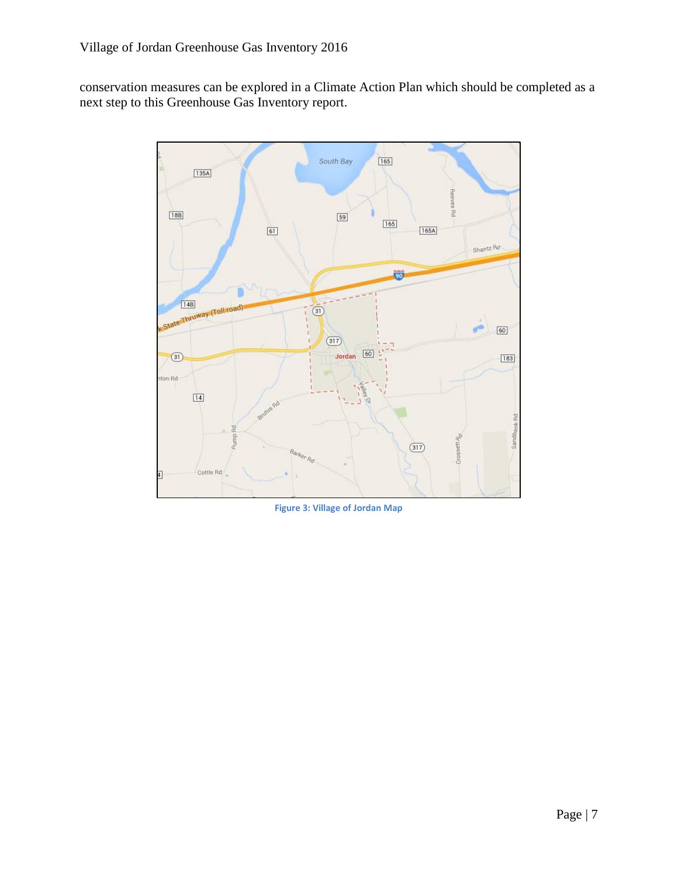conservation measures can be explored in a Climate Action Plan which should be completed as a next step to this Greenhouse Gas Inventory report.

Figure 3: Village of Jordan Map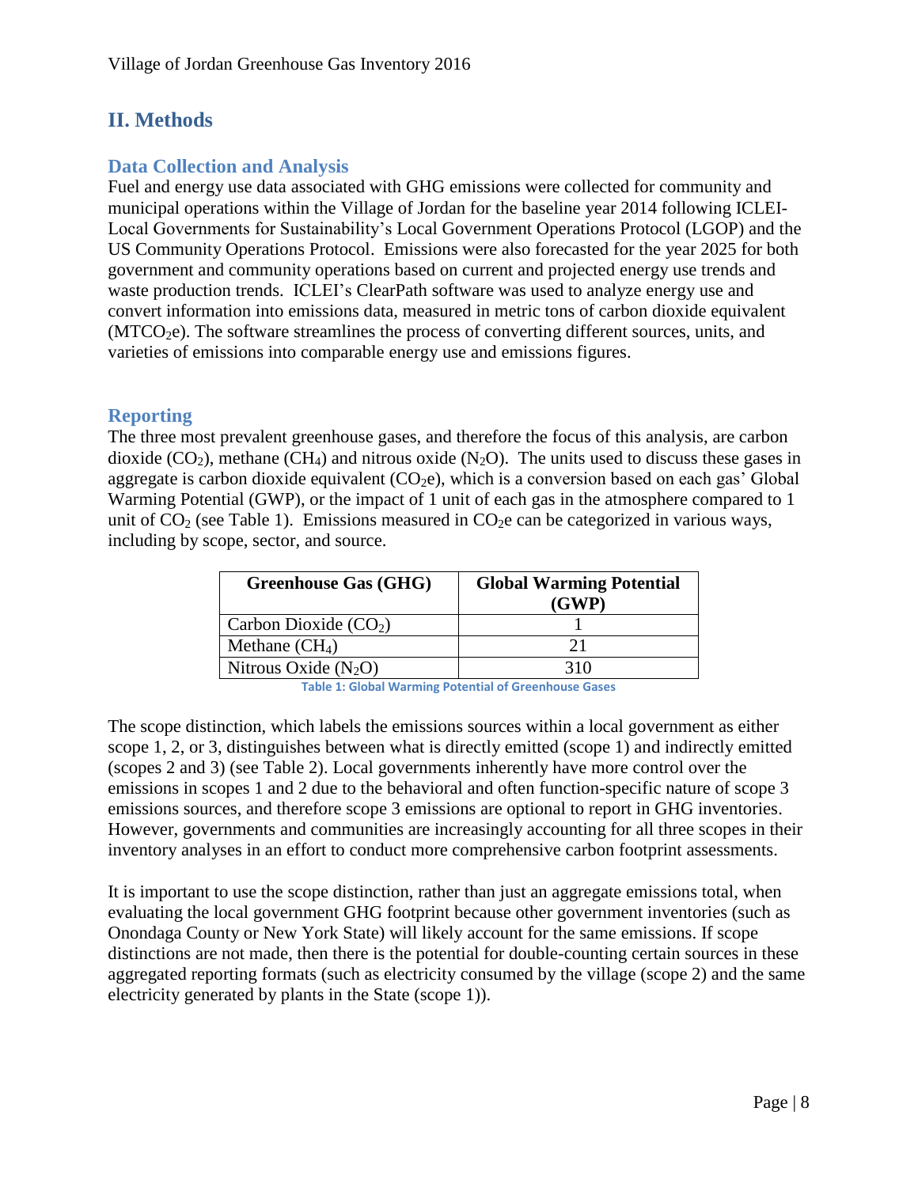## II. Methods

### Data Collection and Analysis

Fuel and energy use data associated with GHG emissions were collected for community and municipal operations within the Village of Jordan for the baseline year 2014 following ICLEI-Local Governments for Sustainability's Local Government Operations Protocol (LGOP) and the US Community Operations Protocol. Emissions were also forecasted for the year 2025 for both government and community operations based on current and projected energy use trends and waste production trends. ICLEI's ClearPath software was used to analyze energy use and convert information into emissions data, measured in metric tons of carbon dioxide equivalent ($MTCO_2e$). The software streamlines the process of converting different sources, units, and varieties of emissions into comparable energy use and emissions figures.

### Reporting

The three most prevalent greenhouse gases, and therefore the focus of this analysis, are carbon dioxide ($CO_2$), methane ($CH_4$) and nitrous oxide ($N_2O$). The units used to discuss these gases in aggregate is carbon dioxide equivalent ($CO_2e$), which is a conversion based on each gas' Global Warming Potential (GWP), or the impact of 1 unit of each gas in the atmosphere compared to 1 unit of $CO_2$ (see Table 1). Emissions measured in $CO_2e$ can be categorized in various ways, including by scope, sector, and source.

| Greenhouse Gas (GHG) | Global Warming Potential (GWP) |
|---|---|
| Carbon Dioxide ($CO_2$) | 1 |
| Methane ($CH_4$) | 21 |
| Nitrous Oxide ($N_2O$) | 310 |

Table 1: Global Warming Potential of Greenhouse Gases

The scope distinction, which labels the emissions sources within a local government as either scope 1, 2, or 3, distinguishes between what is directly emitted (scope 1) and indirectly emitted (scopes 2 and 3) (see Table 2). Local governments inherently have more control over the emissions in scopes 1 and 2 due to the behavioral and often function-specific nature of scope 3 emissions sources, and therefore scope 3 emissions are optional to report in GHG inventories. However, governments and communities are increasingly accounting for all three scopes in their inventory analyses in an effort to conduct more comprehensive carbon footprint assessments.

It is important to use the scope distinction, rather than just an aggregate emissions total, when evaluating the local government GHG footprint because other government inventories (such as Onondaga County or New York State) will likely account for the same emissions. If scope distinctions are not made, then there is the potential for double-counting certain sources in these aggregated reporting formats (such as electricity consumed by the village (scope 2) and the same electricity generated by plants in the State (scope 1)).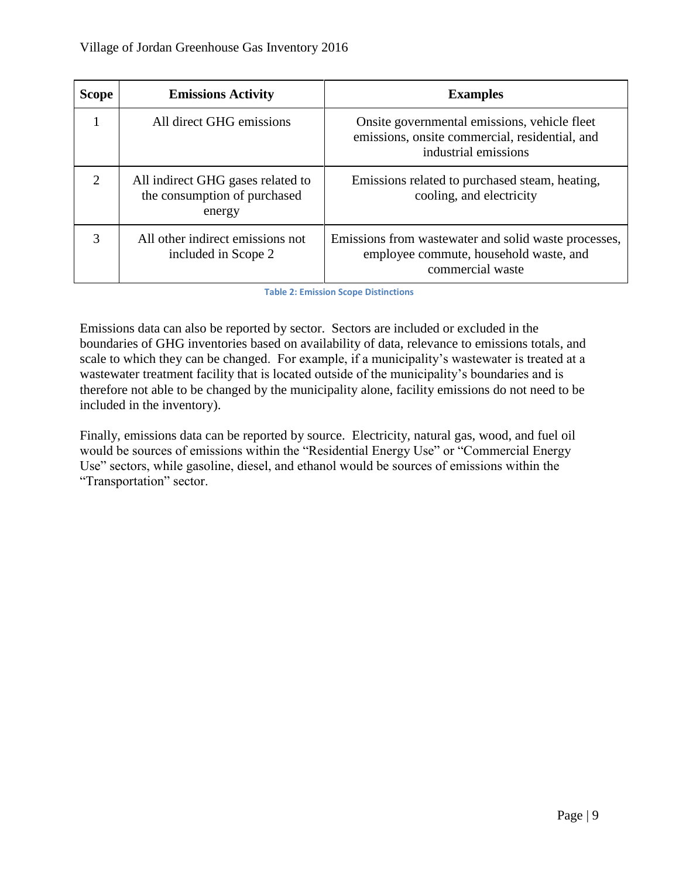| Scope | Emissions Activity | Examples |
|---|---|---|
| 1 | All direct GHG emissions | Onsite governmental emissions, vehicle fleet emissions, onsite commercial, residential, and industrial emissions |
| 2 | All indirect GHG gases related to the consumption of purchased energy | Emissions related to purchased steam, heating, cooling, and electricity |
| 3 | All other indirect emissions not included in Scope 2 | Emissions from wastewater and solid waste processes, employee commute, household waste, and commercial waste |

**Table 2: Emission Scope Distinctions**

Emissions data can also be reported by sector. Sectors are included or excluded in the boundaries of GHG inventories based on availability of data, relevance to emissions totals, and scale to which they can be changed. For example, if a municipality's wastewater is treated at a wastewater treatment facility that is located outside of the municipality's boundaries and is therefore not able to be changed by the municipality alone, facility emissions do not need to be included in the inventory).

Finally, emissions data can be reported by source. Electricity, natural gas, wood, and fuel oil would be sources of emissions within the "Residential Energy Use" or "Commercial Energy Use" sectors, while gasoline, diesel, and ethanol would be sources of emissions within the "Transportation" sector.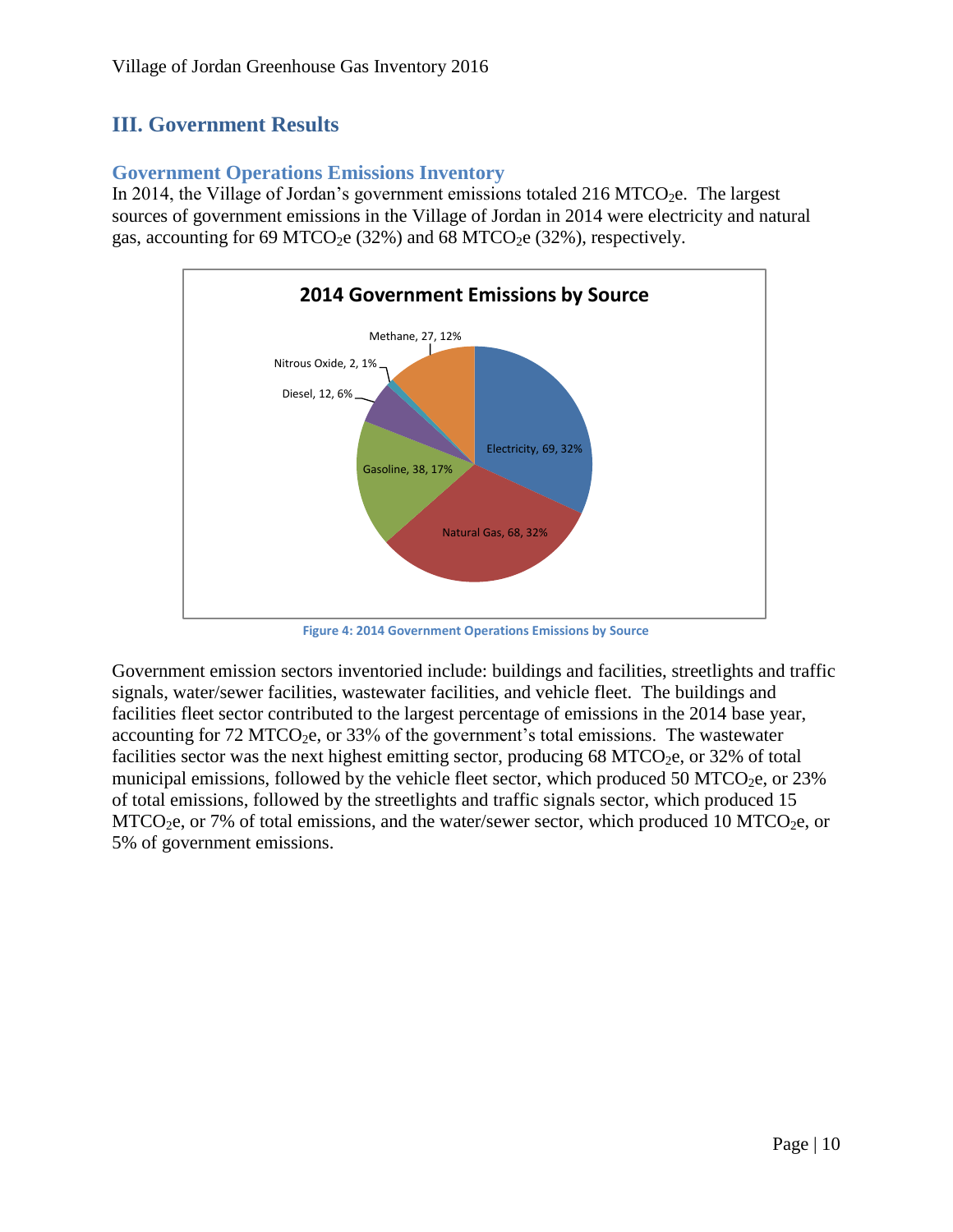## III. Government Results

### Government Operations Emissions Inventory

In 2014, the Village of Jordan's government emissions totaled 216 $MTCO_2e$. The largest sources of government emissions in the Village of Jordan in 2014 were electricity and natural gas, accounting for 69 $MTCO_2e$ (32%) and 68 $MTCO_2e$ (32%), respectively.

**2014 Government Emissions by Source**

Figure 4: 2014 Government Operations Emissions by Source

Government emission sectors inventoried include: buildings and facilities, streetlights and traffic signals, water/sewer facilities, wastewater facilities, and vehicle fleet. The buildings and facilities fleet sector contributed to the largest percentage of emissions in the 2014 base year, accounting for 72 $MTCO_2e$, or 33% of the government's total emissions. The wastewater facilities sector was the next highest emitting sector, producing 68 $MTCO_2e$, or 32% of total municipal emissions, followed by the vehicle fleet sector, which produced 50 $MTCO_2e$, or 23% of total emissions, followed by the streetlights and traffic signals sector, which produced 15 $MTCO_2e$, or 7% of total emissions, and the water/sewer sector, which produced 10 $MTCO_2e$, or 5% of government emissions.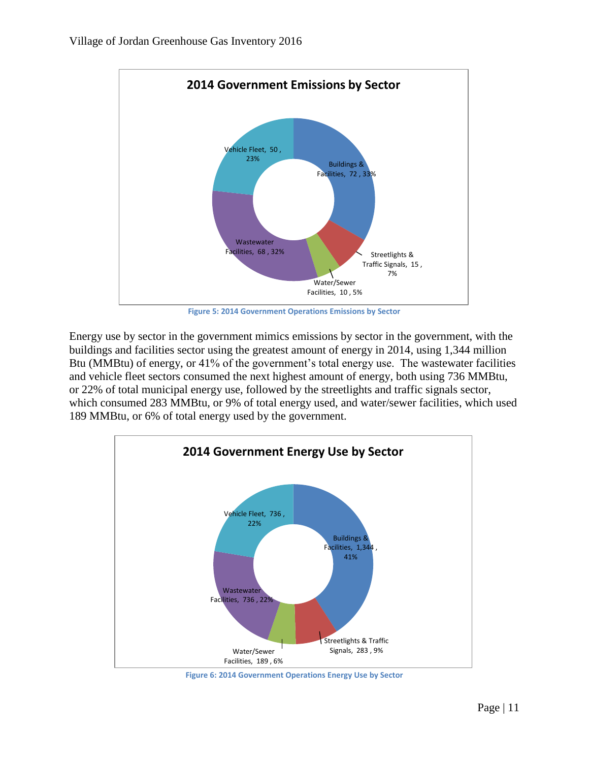**2014 Government Emissions by Sector**

Vehicle Fleet, 50 , 23%

Buildings & Facilities, 72 , 33%

Streetlights & Traffic Signals, 15 , 7%

Water/Sewer Facilities, 10 , 5%

Wastewater Facilities, 68 , 32%

Figure 5: 2014 Government Operations Emissions by Sector

Energy use by sector in the government mimics emissions by sector in the government, with the buildings and facilities sector using the greatest amount of energy in 2014, using 1,344 million Btu (MMBtu) of energy, or 41% of the government's total energy use. The wastewater facilities and vehicle fleet sectors consumed the next highest amount of energy, both using 736 MMBtu, or 22% of total municipal energy use, followed by the streetlights and traffic signals sector, which consumed 283 MMBtu, or 9% of total energy used, and water/sewer facilities, which used 189 MMBtu, or 6% of total energy used by the government.

**2014 Government Energy Use by Sector**

Vehicle Fleet, 736 , 22%

Buildings & Facilities, 1,344 , 41%

Wastewater Facilities, 736 , 22%

Streetlights & Traffic Signals, 283 , 9%

Water/Sewer Facilities, 189 , 6%

Figure 6: 2014 Government Operations Energy Use by Sector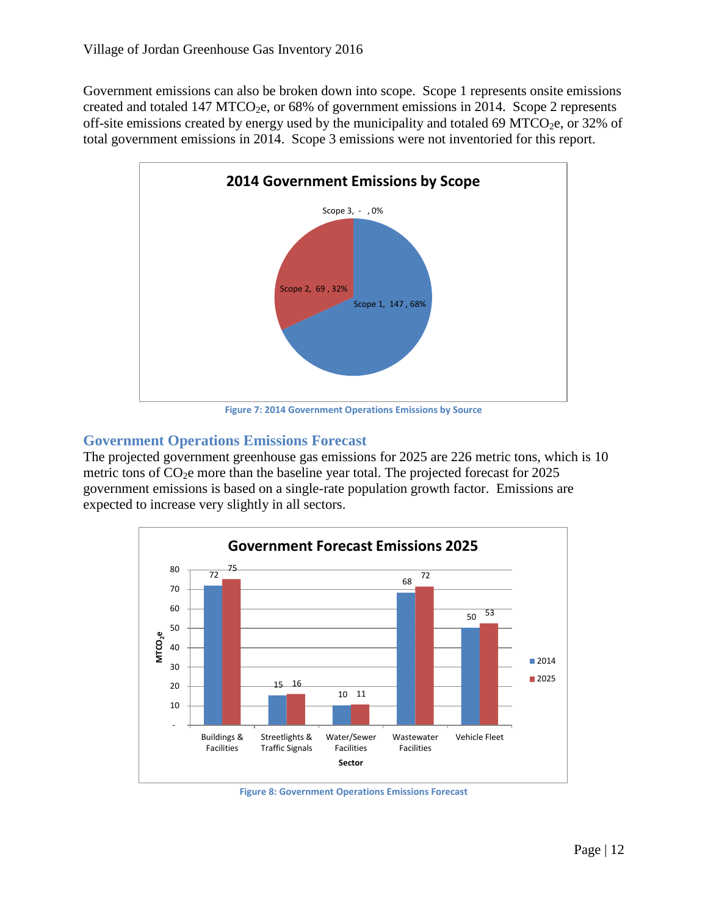Government emissions can also be broken down into scope. Scope 1 represents onsite emissions created and totaled 147 $MTCO_2e$, or 68% of government emissions in 2014. Scope 2 represents off-site emissions created by energy used by the municipality and totaled 69 $MTCO_2e$, or 32% of total government emissions in 2014. Scope 3 emissions were not inventoried for this report.

**2014 Government Emissions by Scope**

| Scope | $MTCO_2e$ | Percent |
|---|---|---|
| Scope 1 | 147 | 68% |
| Scope 2 | 69 | 32% |
| Scope 3 | - | 0% |

Figure 7: 2014 Government Operations Emissions by Source

## Government Operations Emissions Forecast

The projected government greenhouse gas emissions for 2025 are 226 metric tons, which is 10 metric tons of $CO_2e$ more than the baseline year total. The projected forecast for 2025 government emissions is based on a single-rate population growth factor. Emissions are expected to increase very slightly in all sectors.

**Government Forecast Emissions 2025**

| Sector | 2014 ($MTCO_2e$) | 2025 ($MTCO_2e$) |
|---|---|---|
| Buildings & Facilities | 72 | 75 |
| Streetlights & Traffic Signals | 15 | 16 |
| Water/Sewer Facilities | 10 | 11 |
| Wastewater Facilities | 68 | 72 |
| Vehicle Fleet | 50 | 53 |

Figure 8: Government Operations Emissions Forecast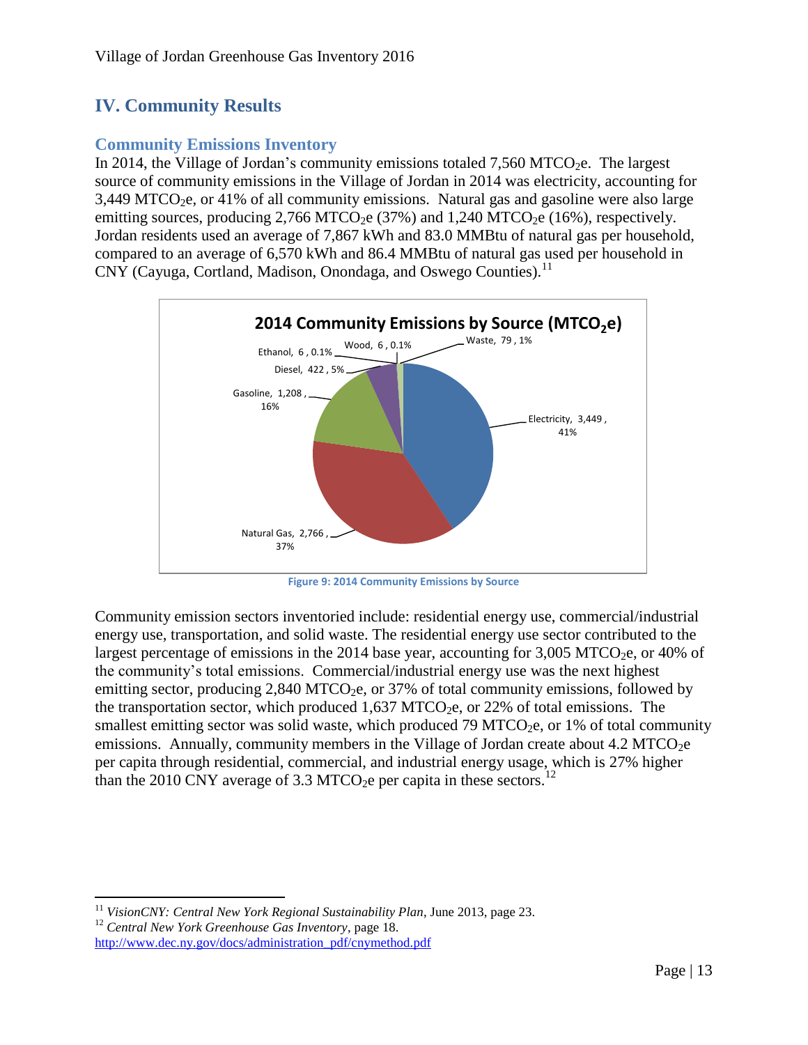# IV. Community Results

## Community Emissions Inventory

In 2014, the Village of Jordan's community emissions totaled 7,560 $MTCO_2e$. The largest source of community emissions in the Village of Jordan in 2014 was electricity, accounting for 3,449 $MTCO_2e$, or 41% of all community emissions. Natural gas and gasoline were also large emitting sources, producing 2,766 $MTCO_2e$ (37%) and 1,240 $MTCO_2e$ (16%), respectively. Jordan residents used an average of 7,867 kWh and 83.0 MMBtu of natural gas per household, compared to an average of 6,570 kWh and 86.4 MMBtu of natural gas used per household in CNY (Cayuga, Cortland, Madison, Onondaga, and Oswego Counties).[11]

**2014 Community Emissions by Source ($MTCO_2e$)**

| Source | $MTCO_2e$ | Percent |
|---|---|---|
| Electricity | 3,449 | 41% |
| Natural Gas | 2,766 | 37% |
| Gasoline | 1,208 | 16% |
| Diesel | 422 | 5% |
| Ethanol | 6 | 0.1% |
| Wood | 6 | 0.1% |
| Waste | 79 | 1% |

Figure 9: 2014 Community Emissions by Source

Community emission sectors inventoried include: residential energy use, commercial/industrial energy use, transportation, and solid waste. The residential energy use sector contributed to the largest percentage of emissions in the 2014 base year, accounting for 3,005 $MTCO_2e$, or 40% of the community's total emissions. Commercial/industrial energy use was the next highest emitting sector, producing 2,840 $MTCO_2e$, or 37% of total community emissions, followed by the transportation sector, which produced 1,637 $MTCO_2e$, or 22% of total emissions. The smallest emitting sector was solid waste, which produced 79 $MTCO_2e$, or 1% of total community emissions. Annually, community members in the Village of Jordan create about 4.2 $MTCO_2e$ per capita through residential, commercial, and industrial energy usage, which is 27% higher than the 2010 CNY average of 3.3 $MTCO_2e$ per capita in these sectors.[12]

---

[11] *VisionCNY: Central New York Regional Sustainability Plan*, June 2013, page 23.

[12] *Central New York Greenhouse Gas Inventory*, page 18.
http://www.dec.ny.gov/docs/administration_pdf/cnymethod.pdf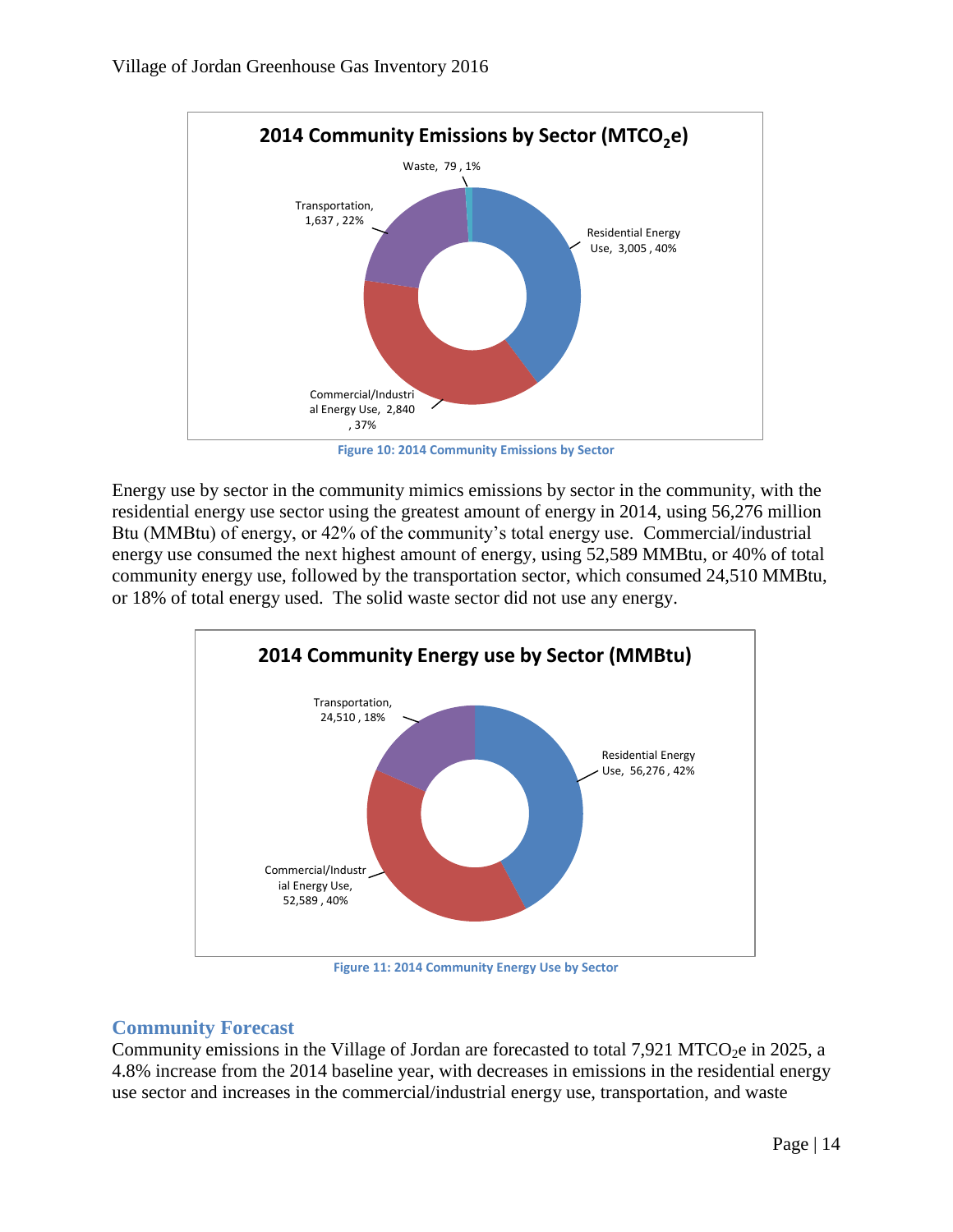2014 Community Emissions by Sector ($MTCO_2e$)

- Waste, 79, 1%
- Transportation, 1,637, 22%
- Residential Energy Use, 3,005, 40%
- Commercial/Industrial Energy Use, 2,840, 37%

Figure 10: 2014 Community Emissions by Sector

Energy use by sector in the community mimics emissions by sector in the community, with the residential energy use sector using the greatest amount of energy in 2014, using 56,276 million Btu (MMBtu) of energy, or 42% of the community's total energy use. Commercial/industrial energy use consumed the next highest amount of energy, using 52,589 MMBtu, or 40% of total community energy use, followed by the transportation sector, which consumed 24,510 MMBtu, or 18% of total energy used. The solid waste sector did not use any energy.

2014 Community Energy use by Sector (MMBtu)

- Transportation, 24,510, 18%
- Residential Energy Use, 56,276, 42%
- Commercial/Industrial Energy Use, 52,589, 40%

Figure 11: 2014 Community Energy Use by Sector

## Community Forecast

Community emissions in the Village of Jordan are forecasted to total 7,921 $MTCO_2e$ in 2025, a 4.8% increase from the 2014 baseline year, with decreases in emissions in the residential energy use sector and increases in the commercial/industrial energy use, transportation, and waste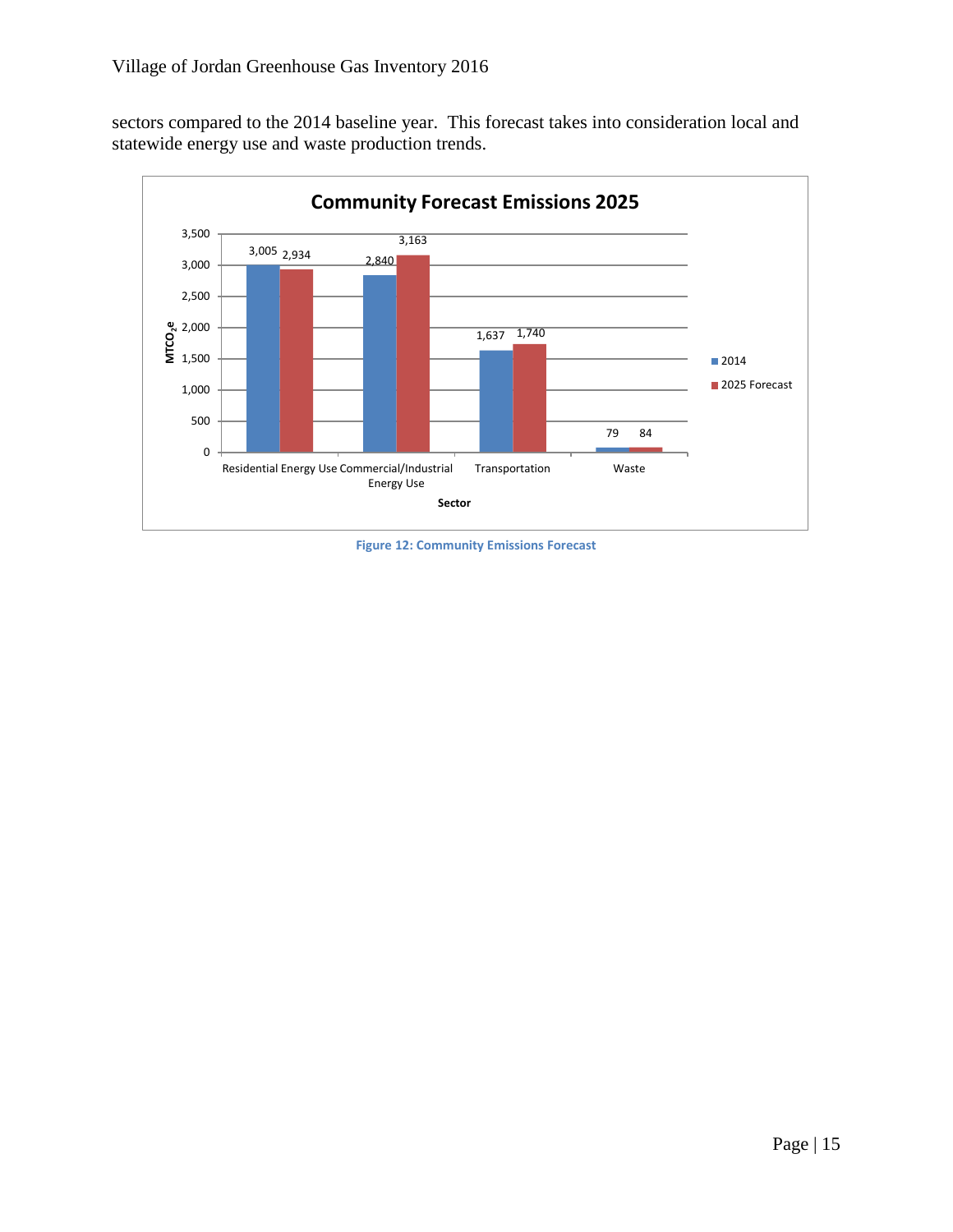sectors compared to the 2014 baseline year. This forecast takes into consideration local and statewide energy use and waste production trends.

**Community Forecast Emissions 2025**

| Sector | 2014 ($MTCO_2e$) | 2025 Forecast ($MTCO_2e$) |
|---|---|---|
| Residential Energy Use | 3,005 | 2,934 |
| Commercial/Industrial Energy Use | 2,840 | 3,163 |
| Transportation | 1,637 | 1,740 |
| Waste | 79 | 84 |

Figure 12: Community Emissions Forecast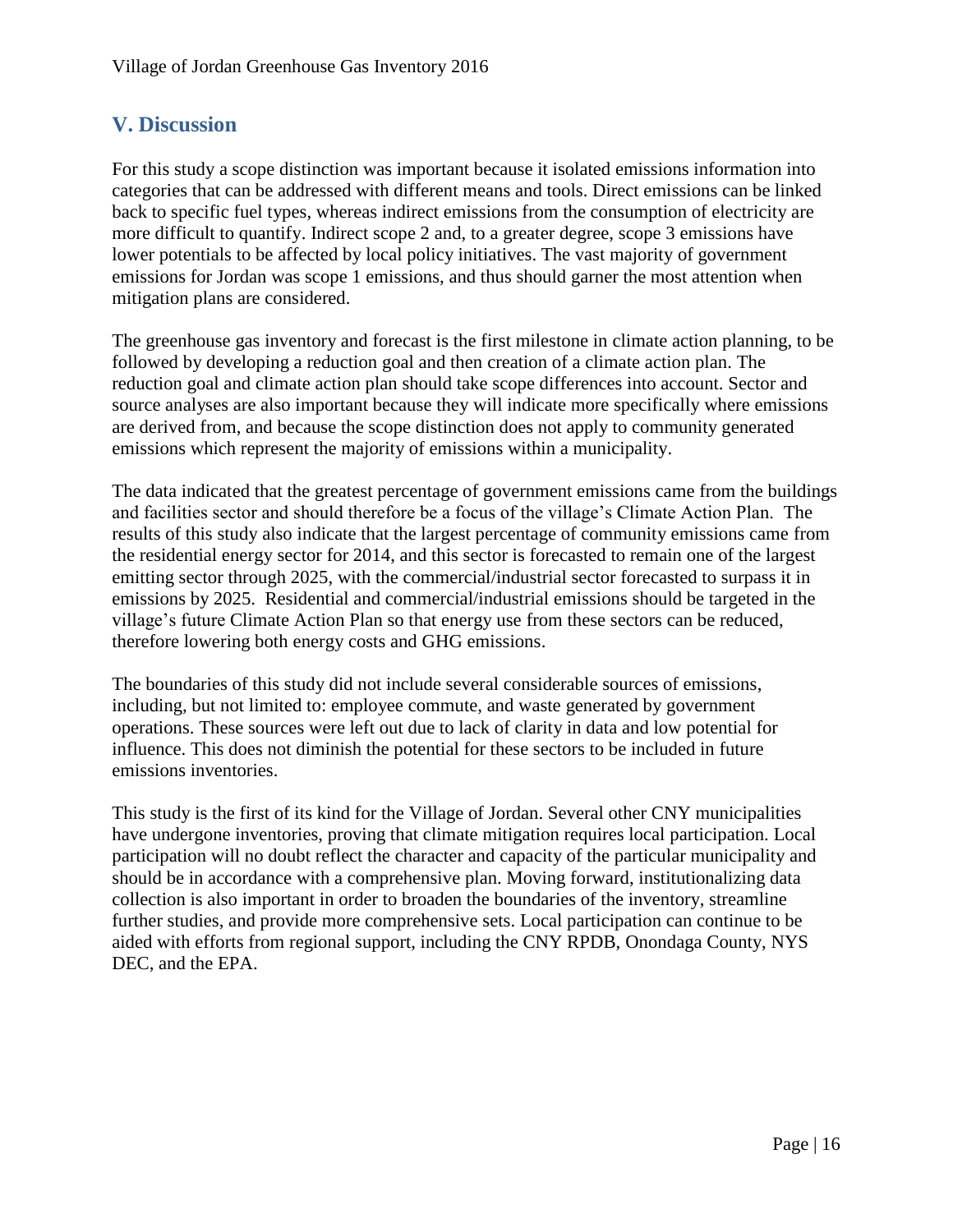## V. Discussion

For this study a scope distinction was important because it isolated emissions information into categories that can be addressed with different means and tools. Direct emissions can be linked back to specific fuel types, whereas indirect emissions from the consumption of electricity are more difficult to quantify. Indirect scope 2 and, to a greater degree, scope 3 emissions have lower potentials to be affected by local policy initiatives. The vast majority of government emissions for Jordan was scope 1 emissions, and thus should garner the most attention when mitigation plans are considered.

The greenhouse gas inventory and forecast is the first milestone in climate action planning, to be followed by developing a reduction goal and then creation of a climate action plan. The reduction goal and climate action plan should take scope differences into account. Sector and source analyses are also important because they will indicate more specifically where emissions are derived from, and because the scope distinction does not apply to community generated emissions which represent the majority of emissions within a municipality.

The data indicated that the greatest percentage of government emissions came from the buildings and facilities sector and should therefore be a focus of the village's Climate Action Plan. The results of this study also indicate that the largest percentage of community emissions came from the residential energy sector for 2014, and this sector is forecasted to remain one of the largest emitting sector through 2025, with the commercial/industrial sector forecasted to surpass it in emissions by 2025. Residential and commercial/industrial emissions should be targeted in the village's future Climate Action Plan so that energy use from these sectors can be reduced, therefore lowering both energy costs and GHG emissions.

The boundaries of this study did not include several considerable sources of emissions, including, but not limited to: employee commute, and waste generated by government operations. These sources were left out due to lack of clarity in data and low potential for influence. This does not diminish the potential for these sectors to be included in future emissions inventories.

This study is the first of its kind for the Village of Jordan. Several other CNY municipalities have undergone inventories, proving that climate mitigation requires local participation. Local participation will no doubt reflect the character and capacity of the particular municipality and should be in accordance with a comprehensive plan. Moving forward, institutionalizing data collection is also important in order to broaden the boundaries of the inventory, streamline further studies, and provide more comprehensive sets. Local participation can continue to be aided with efforts from regional support, including the CNY RPDB, Onondaga County, NYS DEC, and the EPA.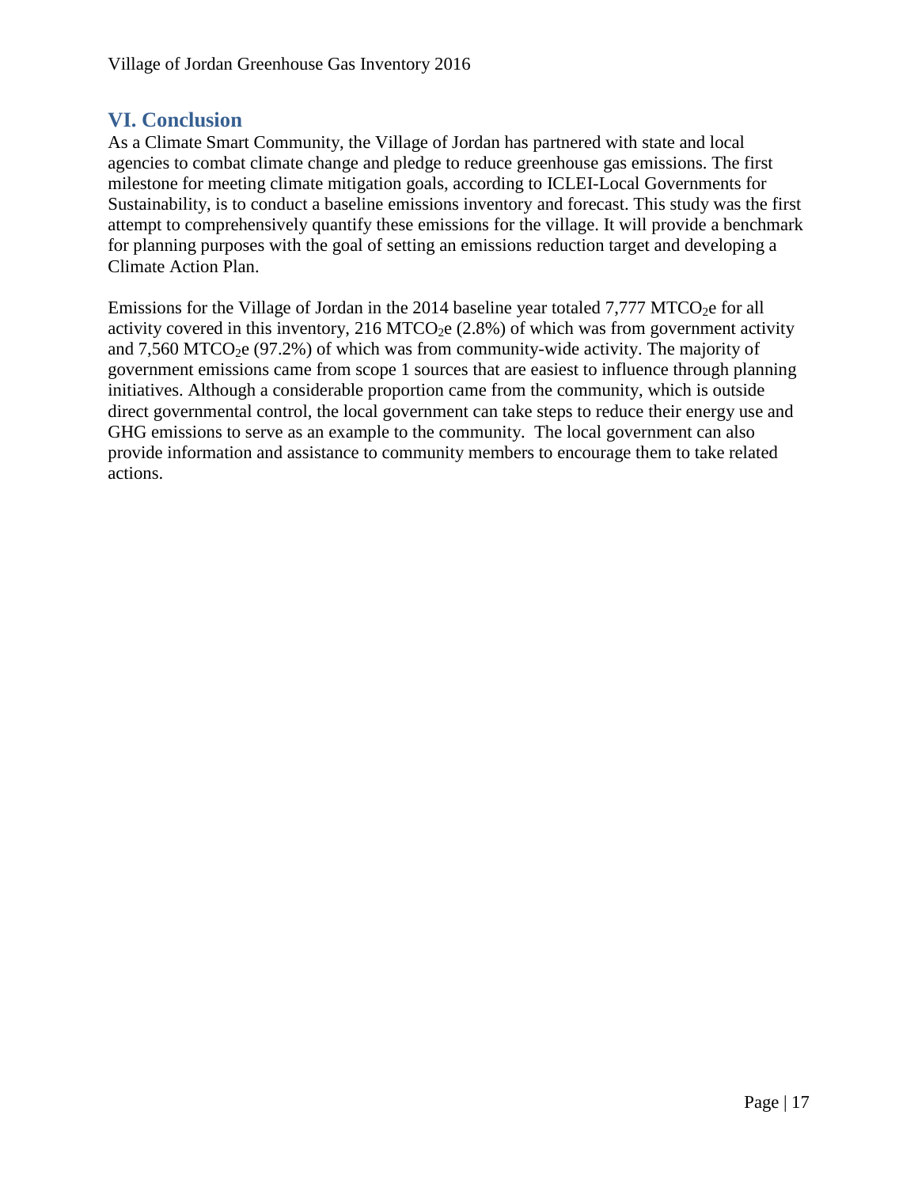## VI. Conclusion

As a Climate Smart Community, the Village of Jordan has partnered with state and local agencies to combat climate change and pledge to reduce greenhouse gas emissions. The first milestone for meeting climate mitigation goals, according to ICLEI-Local Governments for Sustainability, is to conduct a baseline emissions inventory and forecast. This study was the first attempt to comprehensively quantify these emissions for the village. It will provide a benchmark for planning purposes with the goal of setting an emissions reduction target and developing a Climate Action Plan.

Emissions for the Village of Jordan in the 2014 baseline year totaled 7,777 $MTCO_2e$ for all activity covered in this inventory, 216 $MTCO_2e$ (2.8%) of which was from government activity and 7,560 $MTCO_2e$ (97.2%) of which was from community-wide activity. The majority of government emissions came from scope 1 sources that are easiest to influence through planning initiatives. Although a considerable proportion came from the community, which is outside direct governmental control, the local government can take steps to reduce their energy use and GHG emissions to serve as an example to the community. The local government can also provide information and assistance to community members to encourage them to take related actions.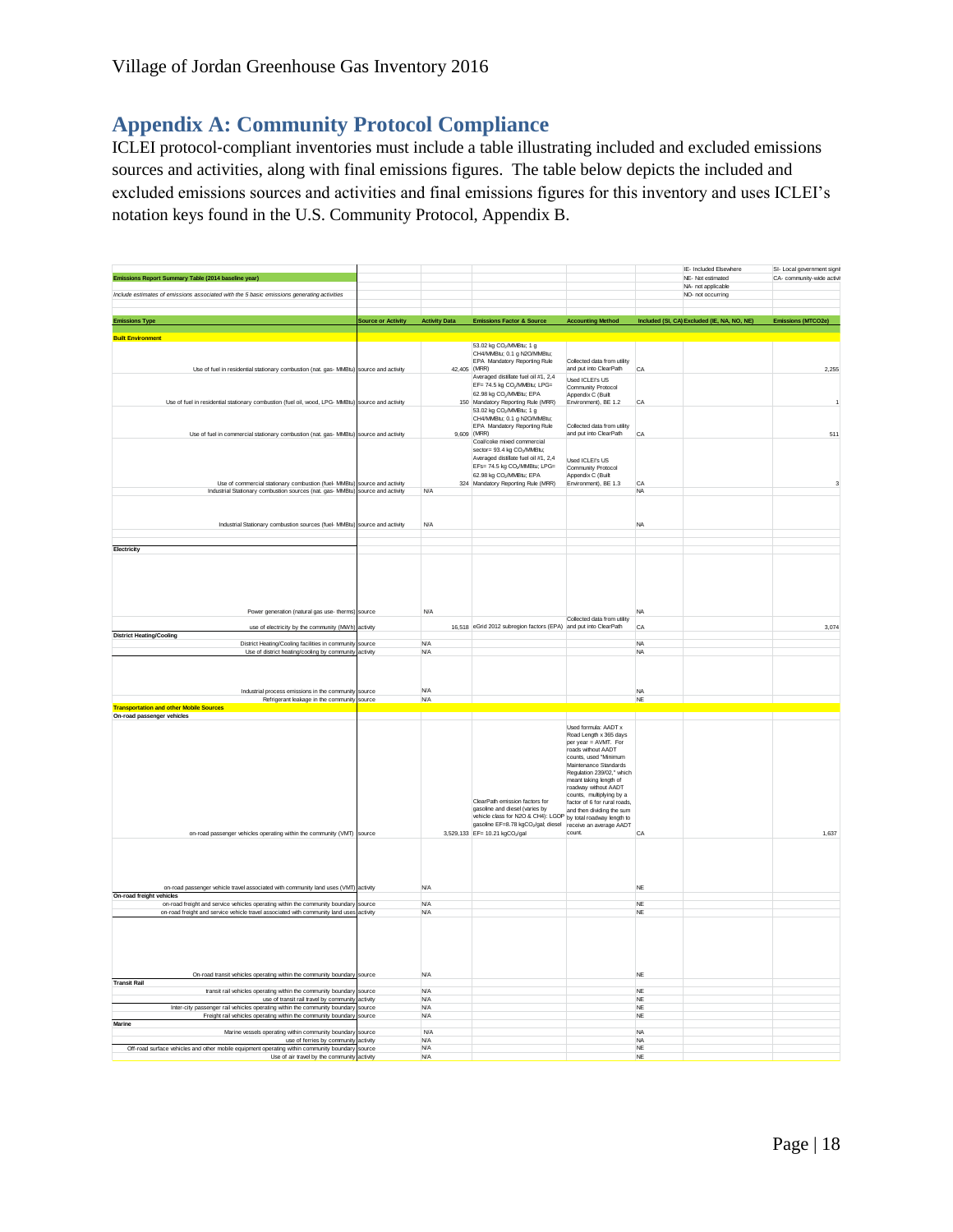## Appendix A: Community Protocol Compliance

ICLEI protocol-compliant inventories must include a table illustrating included and excluded emissions sources and activities, along with final emissions figures. The table below depicts the included and excluded emissions sources and activities and final emissions figures for this inventory and uses ICLEI's notation keys found in the U.S. Community Protocol, Appendix B.

| | | | | | | IE- Included Elsewhere | SI- Local government signi |
|---|---|---|---|---|---|---|---|
| **Emissions Report Summary Table (2014 baseline year)** | | | | | | NE- Not estimated | CA- community-wide activi |
| | | | | | | NA- not applicable | |
| *Include estimates of emissions associated with the 5 basic emissions generating activities* | | | | | | NO- not occurring | |
| **Emissions Type** | **Source or Activity** | **Activity Data** | **Emissions Factor & Source** | **Accounting Method** | **Included (SI, CA)** | **Excluded (IE, NA, NO, NE)** | **Emissions (MTCO2e)** |
| **Built Environment** | | | | | | | |
| Use of fuel in residential stationary combustion (nat. gas- MMBtu) | source and activity | 42,405 | 53.02 kg $CO_2$/MMBtu; 1 g CH4/MMBtu; 0.1 g N2O/MMBtu; EPA Mandatory Reporting Rule (MRR) | Collected data from utility and put into ClearPath | CA | | 2,255 |
| Use of fuel in residential stationary combustion (fuel oil, wood, LPG- MMBtu) | source and activity | 150 | Averaged distillate fuel oil #1, 2,4 EF= 74.5 kg $CO_2$/MMBtu; LPG= 62.98 kg $CO_2$/MMBtu; EPA Mandatory Reporting Rule (MRR) | Used ICLEI's US Community Protocol Appendix C (Built Environment), BE 1.2 | CA | | 1 |
| Use of fuel in commercial stationary combustion (nat. gas- MMBtu) | source and activity | 9,609 | 53.02 kg $CO_2$/MMBtu; 1 g CH4/MMBtu; 0.1 g N2O/MMBtu; EPA Mandatory Reporting Rule (MRR) | Collected data from utility and put into ClearPath | CA | | 511 |
| Use of commercial stationary combustion (fuel- MMBtu) | source and activity | 324 | Coal/coke mixed commercial sector= 93.4 kg $CO_2$/MMBtu; Averaged distillate fuel oil #1, 2,4 EFs= 74.5 kg $CO_2$/MMBtu; LPG= 62.98 kg $CO_2$/MMBtu; EPA Mandatory Reporting Rule (MRR) | Used ICLEI's US Community Protocol Appendix C (Built Environment), BE 1.3 | CA | | 3 |
| Industrial Stationary combustion sources (nat. gas- MMBtu) | source and activity | N/A | | | NA | | |
| Industrial Stationary combustion sources (fuel- MMBtu) | source and activity | N/A | | | NA | | |
| **Electricity** | | | | | | | |
| Power generation (natural gas use- therms) | source | N/A | | | NA | | |
| use of electricity by the community (MWh) | activity | 16,518 | eGrid 2012 subregion factors (EPA) | Collected data from utility and put into ClearPath | CA | | 3,074 |
| **District Heating/Cooling** | | | | | | | |
| District Heating/Cooling facilities in community | source | N/A | | | NA | | |
| Use of district heating/cooling by community | activity | N/A | | | NA | | |
| Industrial process emissions in the community | source | N/A | | | NA | | |
| Refrigerant leakage in the community | source | N/A | | | NE | | |
| **Transportation and other Mobile Sources** | | | | | | | |
| **On-road passenger vehicles** | | | | | | | |
| on-road passenger vehicles operating within the community (VMT) | source | 3,529,133 | ClearPath emission factors for gasoline and diesel (varies by vehicle class for N2O & CH4): LGOP gasoline EF=8.78 kg$CO_2$/gal; diesel EF= 10.21 kg$CO_2$/gal | Used formula: AADT x Road Length x 365 days per year = AVMT. For roads without AADT counts, used "Minimum Maintenance Standards Regulation 239/02," which meant taking length of roadway without AADT counts, multiplying by a factor of 6 for rural roads, and then dividing the sum by total roadway length to receive an average AADT count. | CA | | 1,637 |
| on-road passenger vehicle travel associated with community land uses (VMT) | activity | N/A | | | NE | | |
| **On-road freight vehicles** | | | | | | | |
| on-road freight and service vehicles operating within the community boundary | source | N/A | | | NE | | |
| on-road freight and service vehicle travel associated with community land uses | activity | N/A | | | NE | | |
| On-road transit vehicles operating within the community boundary | source | N/A | | | NE | | |
| **Transit Rail** | | | | | | | |
| transit rail vehicles operating within the community boundary | source | N/A | | | NE | | |
| use of transit rail travel by community | activity | N/A | | | NE | | |
| Inter-city passenger rail vehicles operating within the community boundary | source | N/A | | | NE | | |
| Freight rail vehicles operating within the community boundary | source | N/A | | | NE | | |
| **Marine** | | | | | | | |
| Marine vessels operating within community boundary | source | N/A | | | NA | | |
| use of ferries by community | activity | N/A | | | NA | | |
| Off-road surface vehicles and other mobile equipment operating within community boundary | source | N/A | | | NE | | |
| Use of air travel by the community | activity | N/A | | | NE | | |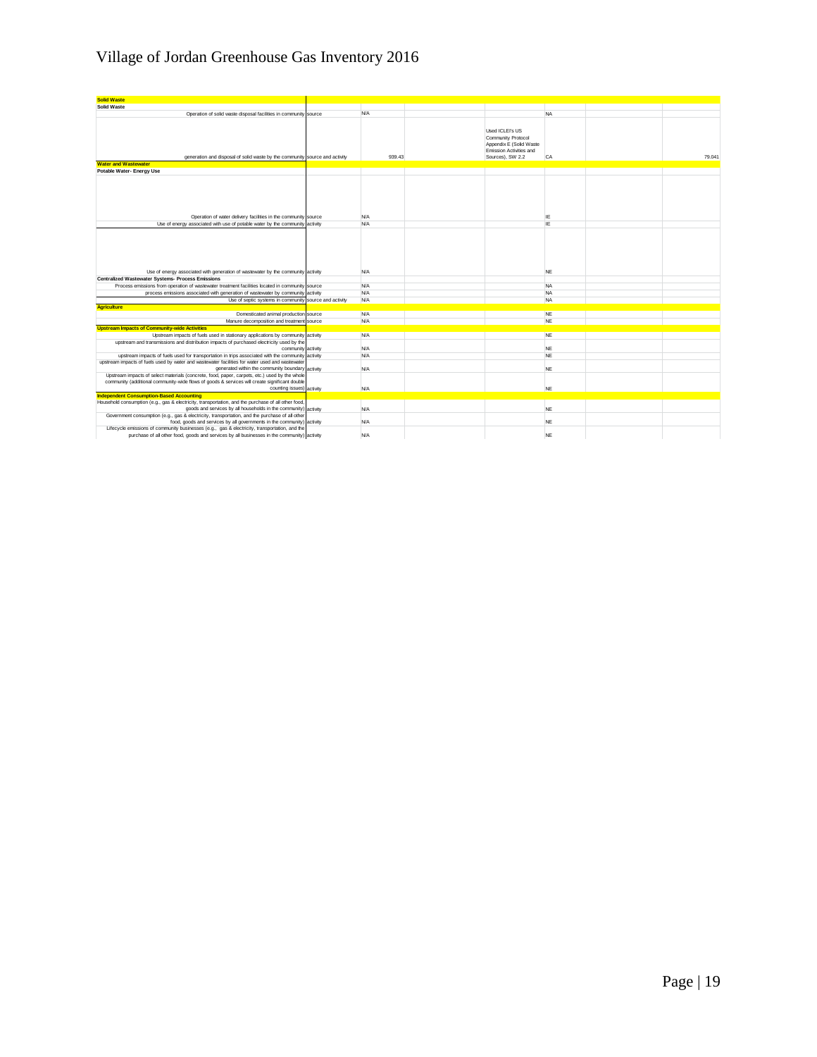# Village of Jordan Greenhouse Gas Inventory 2016

| | | | | | | | |
|---|---|---|---|---|---|---|---|
| **Solid Waste** | | | | | | | |
| **Solid Waste** | | | | | | | |
| Operation of solid waste disposal facilities in community | source | N/A | | | NA | | |
| generation and disposal of solid waste by the community | source and activity | 939.43 | | Used ICLEI's US Community Protocol Appendix E (Solid Waste Emission Activities and Sources), SW 2.2 | CA | | 79.041 |
| **Water and Wastewater** | | | | | | | |
| **Potable Water- Energy Use** | | | | | | | |
| Operation of water delivery facilities in the community | source | N/A | | | IE | | |
| Use of energy associated with use of potable water by the community | activity | N/A | | | IE | | |
| Use of energy associated with generation of wastewater by the community | activity | N/A | | | NE | | |
| **Centralized Wastewater Systems- Process Emissions** | | | | | | | |
| Process emissions from operation of wastewater treatment facilities located in community | source | N/A | | | NA | | |
| process emissions associated with generation of wastewater by community | activity | N/A | | | NA | | |
| Use of septic systems in community | source and activity | N/A | | | NA | | |
| **Agriculture** | | | | | | | |
| Domesticated animal production | source | N/A | | | NE | | |
| Manure decomposition and treatment | source | N/A | | | NE | | |
| **Upstream Impacts of Community-wide Activities** | | | | | | | |
| Upstream impacts of fuels used in stationary applications by community | activity | N/A | | | NE | | |
| upstream and transmissions and distribution impacts of purchased electricity used by the community | activity | N/A | | | NE | | |
| upstream impacts of fuels used for transportation in trips associated with the community | activity | N/A | | | NE | | |
| upstream impacts of fuels used by water and wastewater facilities for water used and wastewater generated within the community boundary | activity | N/A | | | NE | | |
| Upstream impacts of select materials (concrete, food, paper, carpets, etc.) used by the whole community (additional community-wide flows of goods & services will create significant double counting issues) | activity | N/A | | | NE | | |
| **Independent Consumption-Based Accounting** | | | | | | | |
| Household consumption (e.g., gas & electricity, transportation, and the purchase of all other food, goods and services by all households in the community) | activity | N/A | | | NE | | |
| Government consumption (e.g., gas & electricity, transportation, and the purchase of all other food, goods and services by all governments in the community) | activity | N/A | | | NE | | |
| Lifecycle emissions of community businesses (e.g., gas & electricity, transportation, and the purchase of all other food, goods and services by all businesses in the community) | activity | N/A | | | NE | | |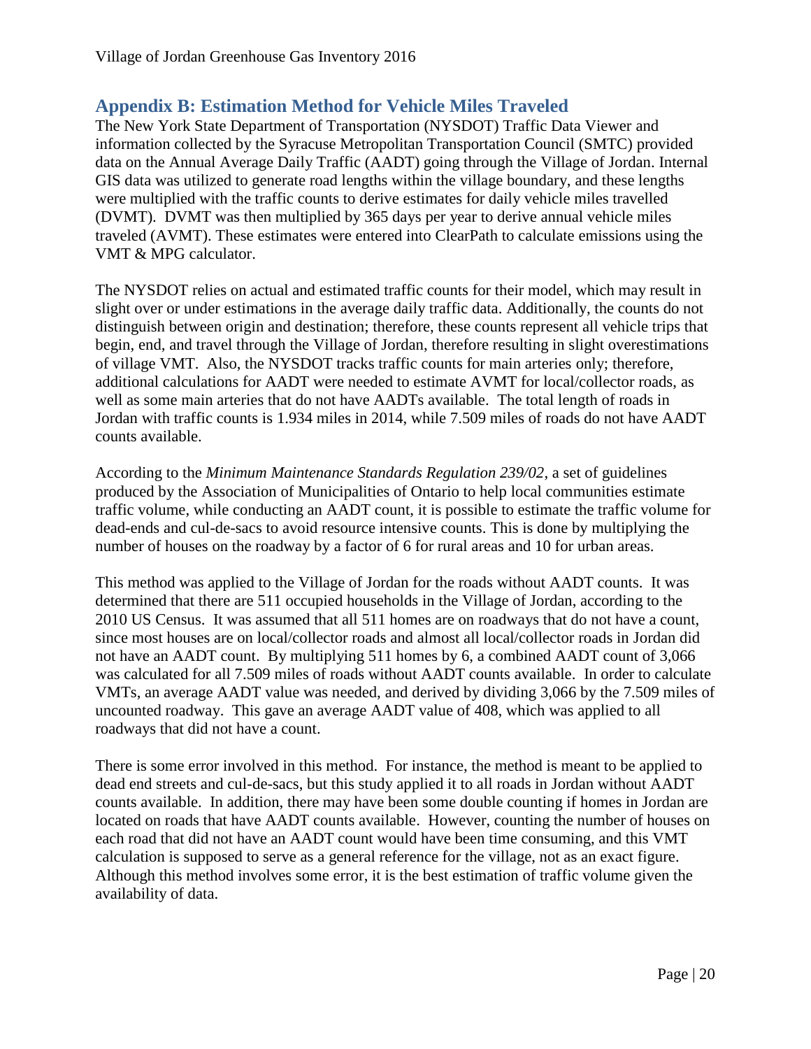## Appendix B: Estimation Method for Vehicle Miles Traveled

The New York State Department of Transportation (NYSDOT) Traffic Data Viewer and information collected by the Syracuse Metropolitan Transportation Council (SMTC) provided data on the Annual Average Daily Traffic (AADT) going through the Village of Jordan. Internal GIS data was utilized to generate road lengths within the village boundary, and these lengths were multiplied with the traffic counts to derive estimates for daily vehicle miles travelled (DVMT). DVMT was then multiplied by 365 days per year to derive annual vehicle miles traveled (AVMT). These estimates were entered into ClearPath to calculate emissions using the VMT & MPG calculator.

The NYSDOT relies on actual and estimated traffic counts for their model, which may result in slight over or under estimations in the average daily traffic data. Additionally, the counts do not distinguish between origin and destination; therefore, these counts represent all vehicle trips that begin, end, and travel through the Village of Jordan, therefore resulting in slight overestimations of village VMT. Also, the NYSDOT tracks traffic counts for main arteries only; therefore, additional calculations for AADT were needed to estimate AVMT for local/collector roads, as well as some main arteries that do not have AADTs available. The total length of roads in Jordan with traffic counts is 1.934 miles in 2014, while 7.509 miles of roads do not have AADT counts available.

According to the *Minimum Maintenance Standards Regulation 239/02*, a set of guidelines produced by the Association of Municipalities of Ontario to help local communities estimate traffic volume, while conducting an AADT count, it is possible to estimate the traffic volume for dead-ends and cul-de-sacs to avoid resource intensive counts. This is done by multiplying the number of houses on the roadway by a factor of 6 for rural areas and 10 for urban areas.

This method was applied to the Village of Jordan for the roads without AADT counts. It was determined that there are 511 occupied households in the Village of Jordan, according to the 2010 US Census. It was assumed that all 511 homes are on roadways that do not have a count, since most houses are on local/collector roads and almost all local/collector roads in Jordan did not have an AADT count. By multiplying 511 homes by 6, a combined AADT count of 3,066 was calculated for all 7.509 miles of roads without AADT counts available. In order to calculate VMTs, an average AADT value was needed, and derived by dividing 3,066 by the 7.509 miles of uncounted roadway. This gave an average AADT value of 408, which was applied to all roadways that did not have a count.

There is some error involved in this method. For instance, the method is meant to be applied to dead end streets and cul-de-sacs, but this study applied it to all roads in Jordan without AADT counts available. In addition, there may have been some double counting if homes in Jordan are located on roads that have AADT counts available. However, counting the number of houses on each road that did not have an AADT count would have been time consuming, and this VMT calculation is supposed to serve as a general reference for the village, not as an exact figure. Although this method involves some error, it is the best estimation of traffic volume given the availability of data.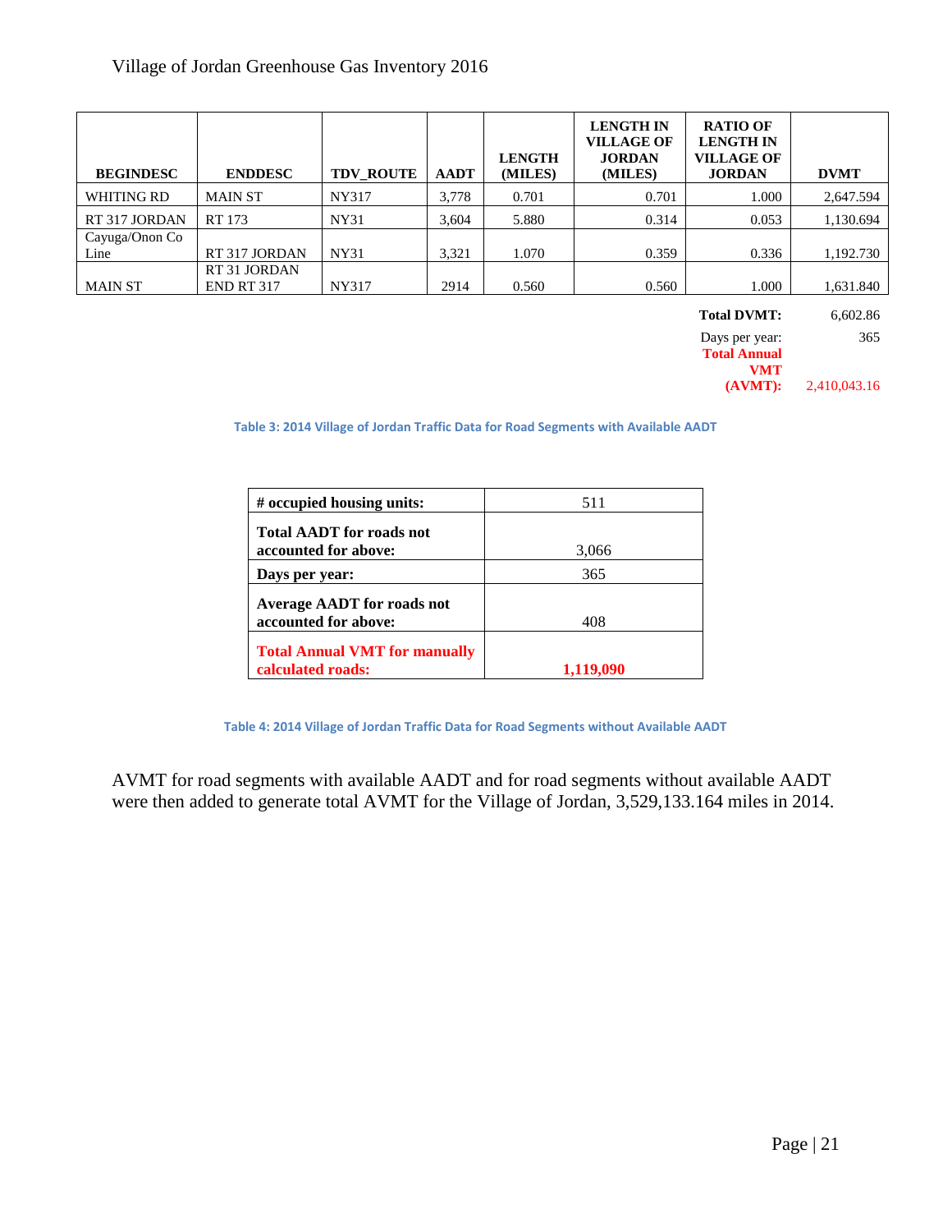| BEGINDESC | ENDDESC | TDV_ROUTE | AADT | LENGTH (MILES) | LENGTH IN VILLAGE OF JORDAN (MILES) | RATIO OF LENGTH IN VILLAGE OF JORDAN | DVMT |
|---|---|---|---|---|---|---|---|
| WHITING RD | MAIN ST | NY317 | 3,778 | 0.701 | 0.701 | 1.000 | 2,647.594 |
| RT 317 JORDAN | RT 173 | NY31 | 3,604 | 5.880 | 0.314 | 0.053 | 1,130.694 |
| Cayuga/Onon Co Line | RT 317 JORDAN | NY31 | 3,321 | 1.070 | 0.359 | 0.336 | 1,192.730 |
| MAIN ST | RT 31 JORDAN END RT 317 | NY317 | 2914 | 0.560 | 0.560 | 1.000 | 1,631.840 |
| | | | | | | **Total DVMT:** | 6,602.86 |
| | | | | | | Days per year: | 365 |
| | | | | | | **Total Annual VMT (AVMT):** | 2,410,043.16 |

Table 3: 2014 Village of Jordan Traffic Data for Road Segments with Available AADT

| **# occupied housing units:** | 511 |
|---|---|
| **Total AADT for roads not accounted for above:** | 3,066 |
| **Days per year:** | 365 |
| **Average AADT for roads not accounted for above:** | 408 |
| **Total Annual VMT for manually calculated roads:** | **1,119,090** |

Table 4: 2014 Village of Jordan Traffic Data for Road Segments without Available AADT

AVMT for road segments with available AADT and for road segments without available AADT were then added to generate total AVMT for the Village of Jordan, 3,529,133.164 miles in 2014.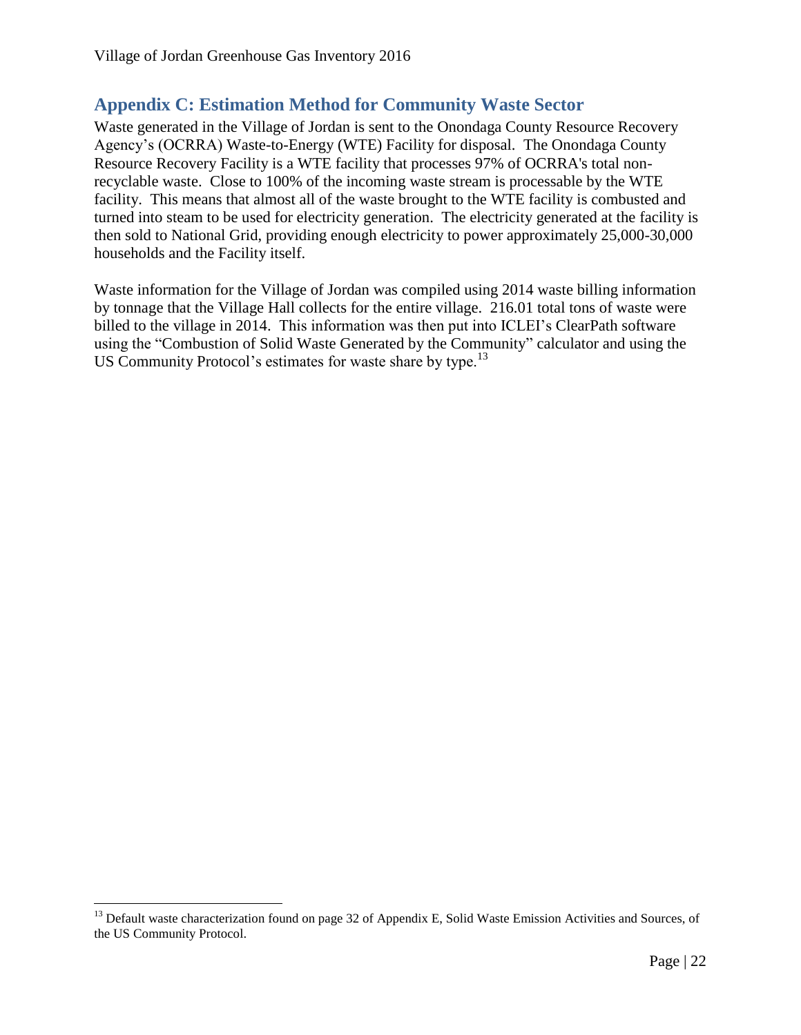## Appendix C: Estimation Method for Community Waste Sector

Waste generated in the Village of Jordan is sent to the Onondaga County Resource Recovery Agency's (OCRRA) Waste-to-Energy (WTE) Facility for disposal. The Onondaga County Resource Recovery Facility is a WTE facility that processes 97% of OCRRA's total non-recyclable waste. Close to 100% of the incoming waste stream is processable by the WTE facility. This means that almost all of the waste brought to the WTE facility is combusted and turned into steam to be used for electricity generation. The electricity generated at the facility is then sold to National Grid, providing enough electricity to power approximately 25,000-30,000 households and the Facility itself.

Waste information for the Village of Jordan was compiled using 2014 waste billing information by tonnage that the Village Hall collects for the entire village. 216.01 total tons of waste were billed to the village in 2014. This information was then put into ICLEI's ClearPath software using the "Combustion of Solid Waste Generated by the Community" calculator and using the US Community Protocol's estimates for waste share by type.[13]

[13] Default waste characterization found on page 32 of Appendix E, Solid Waste Emission Activities and Sources, of the US Community Protocol.